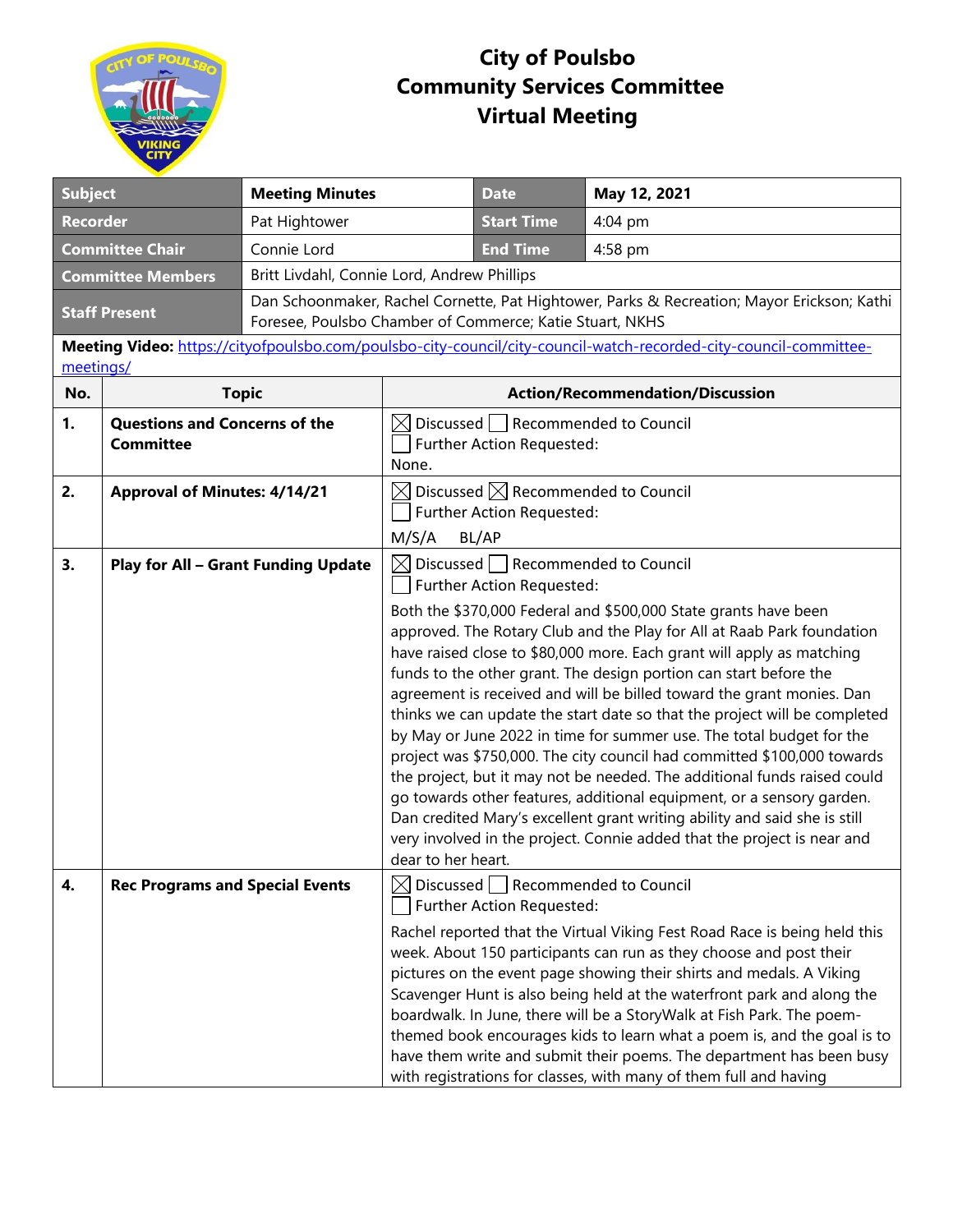# City of Poulsbo
# Community Services Committee
# Virtual Meeting

| Subject | Meeting Minutes | Date | May 12, 2021 |
|---|---|---|---|
| Recorder | Pat Hightower | Start Time | 4:04 pm |
| Committee Chair | Connie Lord | End Time | 4:58 pm |
| Committee Members | Britt Livdahl, Connie Lord, Andrew Phillips | | |
| Staff Present | Dan Schoonmaker, Rachel Cornette, Pat Hightower, Parks & Recreation; Mayor Erickson; Kathi Foresee, Poulsbo Chamber of Commerce; Katie Stuart, NKHS | | |

**Meeting Video:** https://cityofpoulsbo.com/poulsbo-city-council/city-council-watch-recorded-city-council-committee-meetings/

| No. | Topic | Action/Recommendation/Discussion |
|---|---|---|
| **1.** | **Questions and Concerns of the Committee** | ☒ Discussed ☐ Recommended to Council<br>☐ Further Action Requested:<br>None. |
| **2.** | **Approval of Minutes: 4/14/21** | ☒ Discussed ☒ Recommended to Council<br>☐ Further Action Requested:<br>M/S/A BL/AP |
| **3.** | **Play for All – Grant Funding Update** | ☒ Discussed ☐ Recommended to Council<br>☐ Further Action Requested:<br>Both the $370,000 Federal and $500,000 State grants have been approved. The Rotary Club and the Play for All at Raab Park foundation have raised close to $80,000 more. Each grant will apply as matching funds to the other grant. The design portion can start before the agreement is received and will be billed toward the grant monies. Dan thinks we can update the start date so that the project will be completed by May or June 2022 in time for summer use. The total budget for the project was $750,000. The city council had committed $100,000 towards the project, but it may not be needed. The additional funds raised could go towards other features, additional equipment, or a sensory garden. Dan credited Mary's excellent grant writing ability and said she is still very involved in the project. Connie added that the project is near and dear to her heart. |
| **4.** | **Rec Programs and Special Events** | ☒ Discussed ☐ Recommended to Council<br>☐ Further Action Requested:<br>Rachel reported that the Virtual Viking Fest Road Race is being held this week. About 150 participants can run as they choose and post their pictures on the event page showing their shirts and medals. A Viking Scavenger Hunt is also being held at the waterfront park and along the boardwalk. In June, there will be a StoryWalk at Fish Park. The poem-themed book encourages kids to learn what a poem is, and the goal is to have them write and submit their poems. The department has been busy with registrations for classes, with many of them full and having |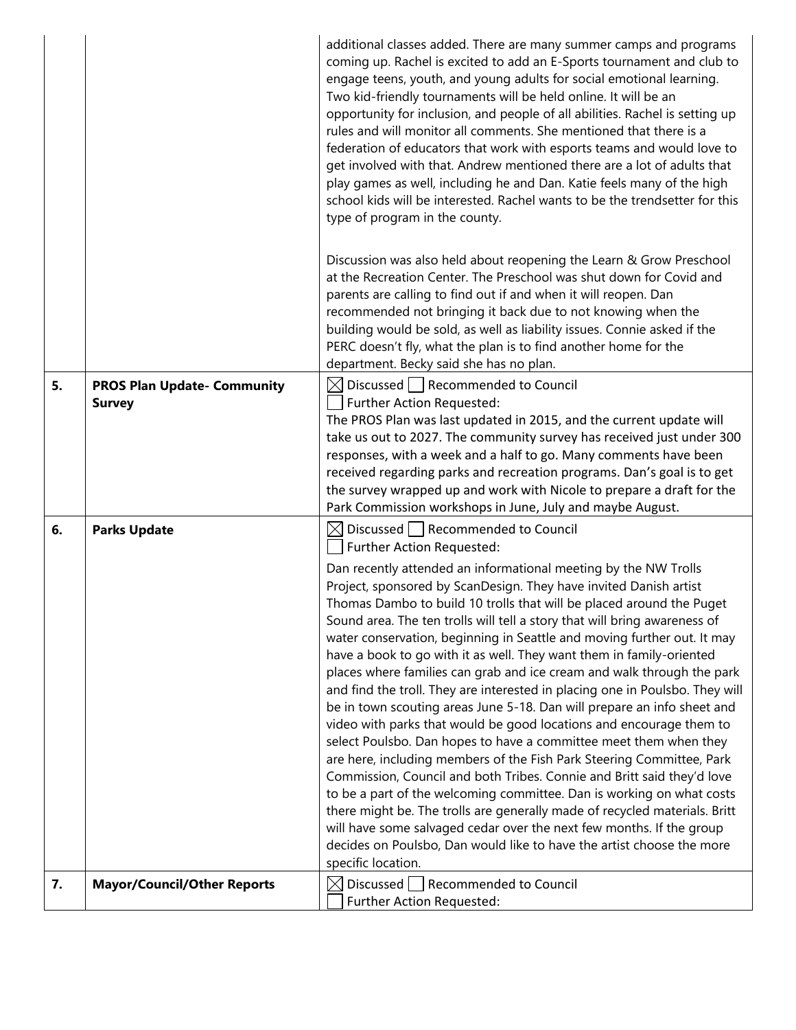| | | |
|---|---|---|
| | | additional classes added. There are many summer camps and programs coming up. Rachel is excited to add an E-Sports tournament and club to engage teens, youth, and young adults for social emotional learning. Two kid-friendly tournaments will be held online. It will be an opportunity for inclusion, and people of all abilities. Rachel is setting up rules and will monitor all comments. She mentioned that there is a federation of educators that work with esports teams and would love to get involved with that. Andrew mentioned there are a lot of adults that play games as well, including he and Dan. Katie feels many of the high school kids will be interested. Rachel wants to be the trendsetter for this type of program in the county.<br><br>Discussion was also held about reopening the Learn & Grow Preschool at the Recreation Center. The Preschool was shut down for Covid and parents are calling to find out if and when it will reopen. Dan recommended not bringing it back due to not knowing when the building would be sold, as well as liability issues. Connie asked if the PERC doesn't fly, what the plan is to find another home for the department. Becky said she has no plan. |
| **5.** | **PROS Plan Update- Community Survey** | ☒ Discussed ☐ Recommended to Council<br>☐ Further Action Requested:<br>The PROS Plan was last updated in 2015, and the current update will take us out to 2027. The community survey has received just under 300 responses, with a week and a half to go. Many comments have been received regarding parks and recreation programs. Dan's goal is to get the survey wrapped up and work with Nicole to prepare a draft for the Park Commission workshops in June, July and maybe August. |
| **6.** | **Parks Update** | ☒ Discussed ☐ Recommended to Council<br>☐ Further Action Requested:<br>Dan recently attended an informational meeting by the NW Trolls Project, sponsored by ScanDesign. They have invited Danish artist Thomas Dambo to build 10 trolls that will be placed around the Puget Sound area. The ten trolls will tell a story that will bring awareness of water conservation, beginning in Seattle and moving further out. It may have a book to go with it as well. They want them in family-oriented places where families can grab and ice cream and walk through the park and find the troll. They are interested in placing one in Poulsbo. They will be in town scouting areas June 5-18. Dan will prepare an info sheet and video with parks that would be good locations and encourage them to select Poulsbo. Dan hopes to have a committee meet them when they are here, including members of the Fish Park Steering Committee, Park Commission, Council and both Tribes. Connie and Britt said they'd love to be a part of the welcoming committee. Dan is working on what costs there might be. The trolls are generally made of recycled materials. Britt will have some salvaged cedar over the next few months. If the group decides on Poulsbo, Dan would like to have the artist choose the more specific location. |
| **7.** | **Mayor/Council/Other Reports** | ☒ Discussed ☐ Recommended to Council<br>☐ Further Action Requested: |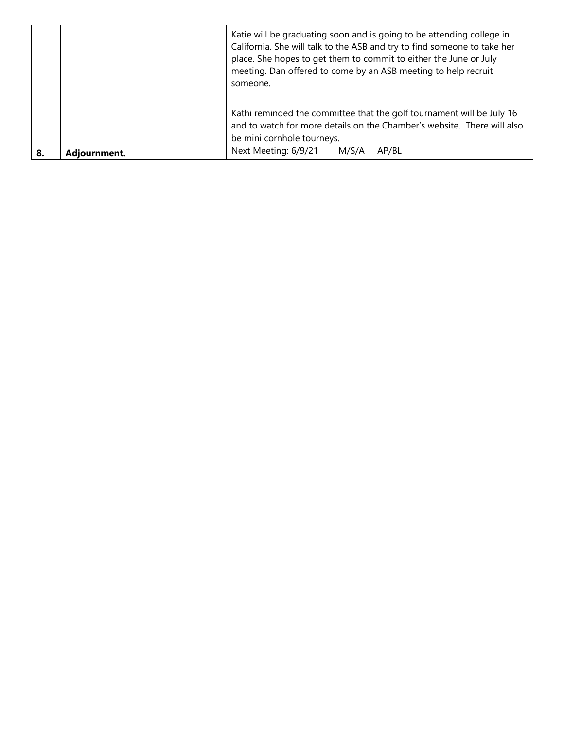| | | |
|---|---|---|
| | | Katie will be graduating soon and is going to be attending college in California. She will talk to the ASB and try to find someone to take her place. She hopes to get them to commit to either the June or July meeting. Dan offered to come by an ASB meeting to help recruit someone.<br><br>Kathi reminded the committee that the golf tournament will be July 16 and to watch for more details on the Chamber's website. There will also be mini cornhole tourneys. |
| **8.** | **Adjournment.** | Next Meeting: 6/9/21 M/S/A AP/BL |